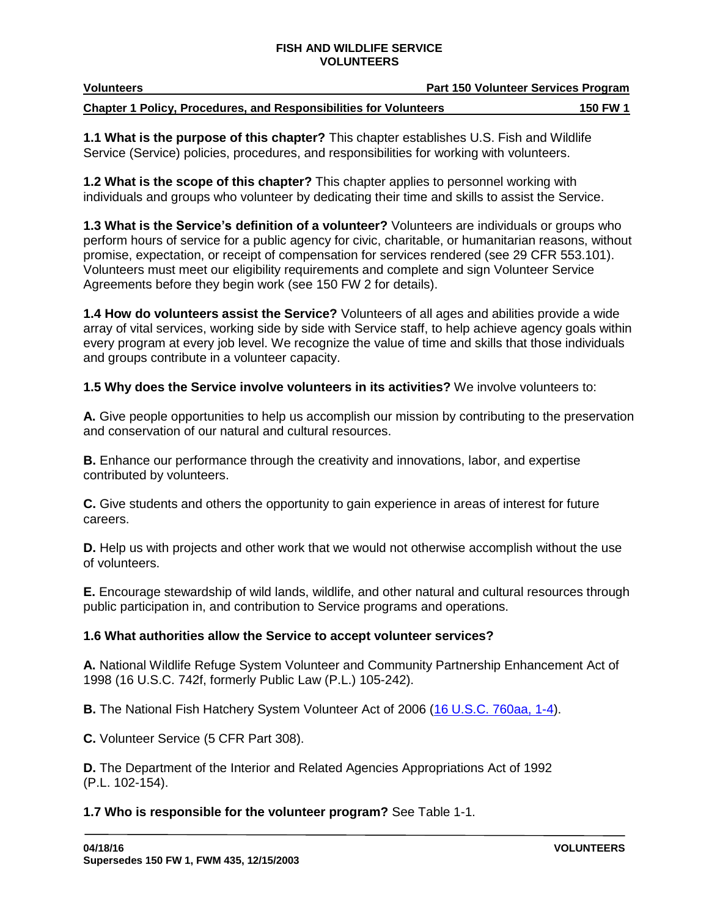**FISH AND WILDLIFE SERVICE**
**VOLUNTEERS**

**Volunteers** — **Part 150 Volunteer Services Program**

**Chapter 1 Policy, Procedures, and Responsibilities for Volunteers** — **150 FW 1**

**1.1 What is the purpose of this chapter?** This chapter establishes U.S. Fish and Wildlife Service (Service) policies, procedures, and responsibilities for working with volunteers.

**1.2 What is the scope of this chapter?** This chapter applies to personnel working with individuals and groups who volunteer by dedicating their time and skills to assist the Service.

**1.3 What is the Service's definition of a volunteer?** Volunteers are individuals or groups who perform hours of service for a public agency for civic, charitable, or humanitarian reasons, without promise, expectation, or receipt of compensation for services rendered (see 29 CFR 553.101). Volunteers must meet our eligibility requirements and complete and sign Volunteer Service Agreements before they begin work (see 150 FW 2 for details).

**1.4 How do volunteers assist the Service?** Volunteers of all ages and abilities provide a wide array of vital services, working side by side with Service staff, to help achieve agency goals within every program at every job level. We recognize the value of time and skills that those individuals and groups contribute in a volunteer capacity.

**1.5 Why does the Service involve volunteers in its activities?** We involve volunteers to:

**A.** Give people opportunities to help us accomplish our mission by contributing to the preservation and conservation of our natural and cultural resources.

**B.** Enhance our performance through the creativity and innovations, labor, and expertise contributed by volunteers.

**C.** Give students and others the opportunity to gain experience in areas of interest for future careers.

**D.** Help us with projects and other work that we would not otherwise accomplish without the use of volunteers.

**E.** Encourage stewardship of wild lands, wildlife, and other natural and cultural resources through public participation in, and contribution to Service programs and operations.

**1.6 What authorities allow the Service to accept volunteer services?**

**A.** National Wildlife Refuge System Volunteer and Community Partnership Enhancement Act of 1998 (16 U.S.C. 742f, formerly Public Law (P.L.) 105-242).

**B.** The National Fish Hatchery System Volunteer Act of 2006 (16 U.S.C. 760aa, 1-4).

**C.** Volunteer Service (5 CFR Part 308).

**D.** The Department of the Interior and Related Agencies Appropriations Act of 1992 (P.L. 102-154).

**1.7 Who is responsible for the volunteer program?** See Table 1-1.

**04/18/16**
**Supersedes 150 FW 1, FWM 435, 12/15/2003**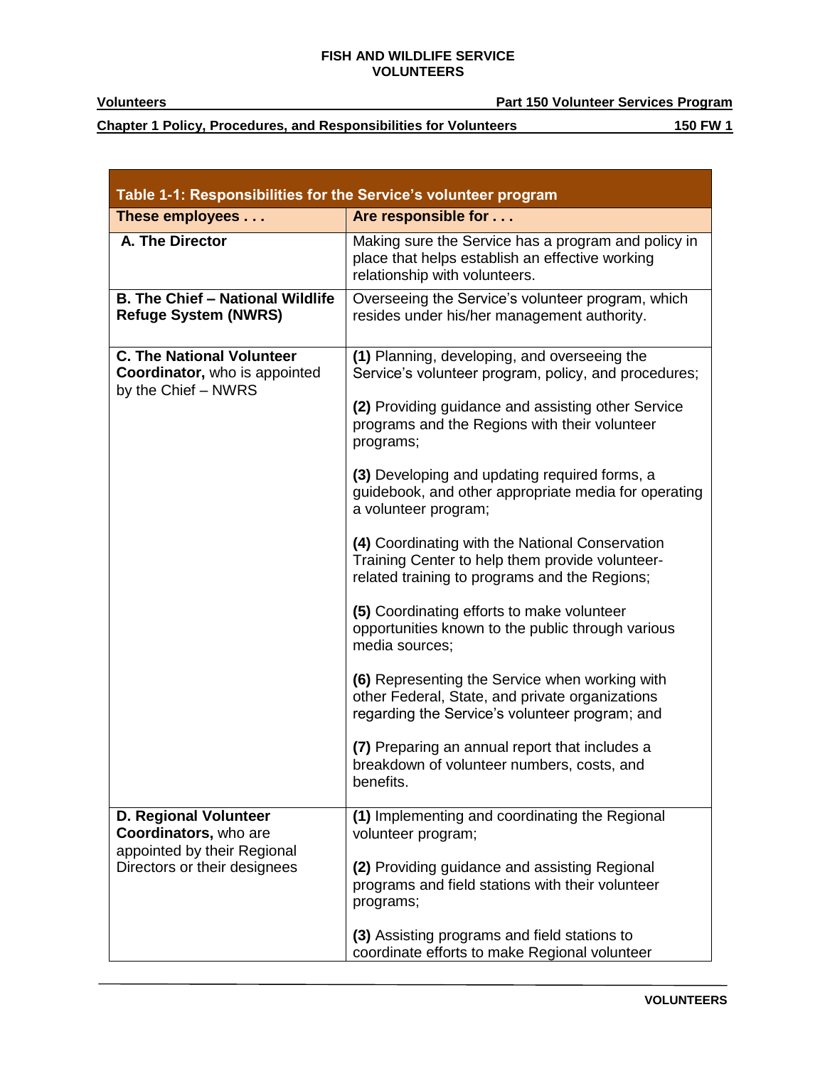| Table 1-1: Responsibilities for the Service's volunteer program | |
|---|---|
| **These employees . . .** | **Are responsible for . . .** |
| **A. The Director** | Making sure the Service has a program and policy in place that helps establish an effective working relationship with volunteers. |
| **B. The Chief – National Wildlife Refuge System (NWRS)** | Overseeing the Service's volunteer program, which resides under his/her management authority. |
| **C. The National Volunteer Coordinator,** who is appointed by the Chief – NWRS | **(1)** Planning, developing, and overseeing the Service's volunteer program, policy, and procedures;<br><br>**(2)** Providing guidance and assisting other Service programs and the Regions with their volunteer programs;<br><br>**(3)** Developing and updating required forms, a guidebook, and other appropriate media for operating a volunteer program;<br><br>**(4)** Coordinating with the National Conservation Training Center to help them provide volunteer-related training to programs and the Regions;<br><br>**(5)** Coordinating efforts to make volunteer opportunities known to the public through various media sources;<br><br>**(6)** Representing the Service when working with other Federal, State, and private organizations regarding the Service's volunteer program; and<br><br>**(7)** Preparing an annual report that includes a breakdown of volunteer numbers, costs, and benefits. |
| **D. Regional Volunteer Coordinators,** who are appointed by their Regional Directors or their designees | **(1)** Implementing and coordinating the Regional volunteer program;<br><br>**(2)** Providing guidance and assisting Regional programs and field stations with their volunteer programs;<br><br>**(3)** Assisting programs and field stations to coordinate efforts to make Regional volunteer |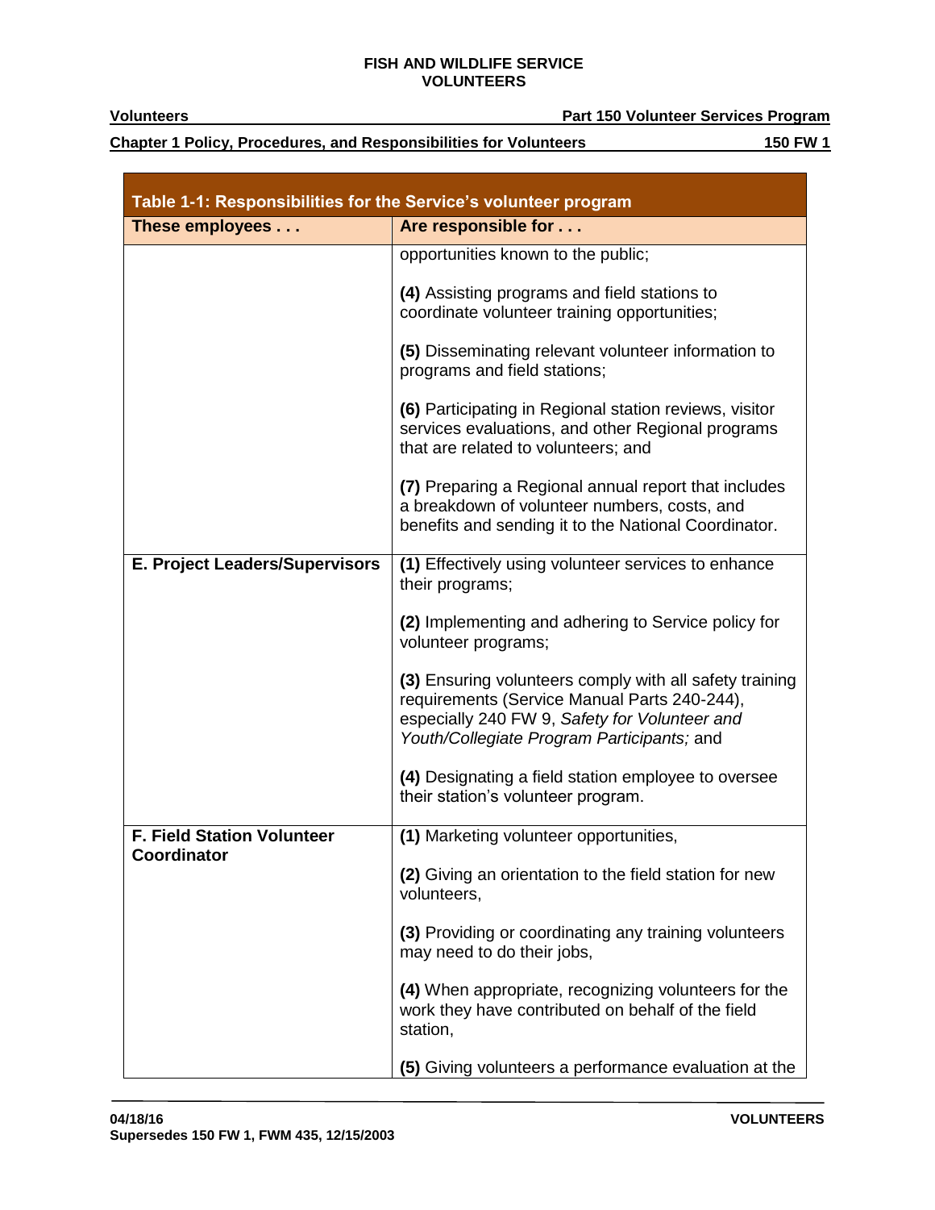| Table 1-1: Responsibilities for the Service's volunteer program | |
|---|---|
| **These employees . . .** | **Are responsible for . . .** |
| | opportunities known to the public;<br><br>**(4)** Assisting programs and field stations to coordinate volunteer training opportunities;<br><br>**(5)** Disseminating relevant volunteer information to programs and field stations;<br><br>**(6)** Participating in Regional station reviews, visitor services evaluations, and other Regional programs that are related to volunteers; and<br><br>**(7)** Preparing a Regional annual report that includes a breakdown of volunteer numbers, costs, and benefits and sending it to the National Coordinator. |
| **E. Project Leaders/Supervisors** | **(1)** Effectively using volunteer services to enhance their programs;<br><br>**(2)** Implementing and adhering to Service policy for volunteer programs;<br><br>**(3)** Ensuring volunteers comply with all safety training requirements (Service Manual Parts 240-244), especially 240 FW 9, *Safety for Volunteer and Youth/Collegiate Program Participants;* and<br><br>**(4)** Designating a field station employee to oversee their station's volunteer program. |
| **F. Field Station Volunteer Coordinator** | **(1)** Marketing volunteer opportunities,<br><br>**(2)** Giving an orientation to the field station for new volunteers,<br><br>**(3)** Providing or coordinating any training volunteers may need to do their jobs,<br><br>**(4)** When appropriate, recognizing volunteers for the work they have contributed on behalf of the field station,<br><br>**(5)** Giving volunteers a performance evaluation at the |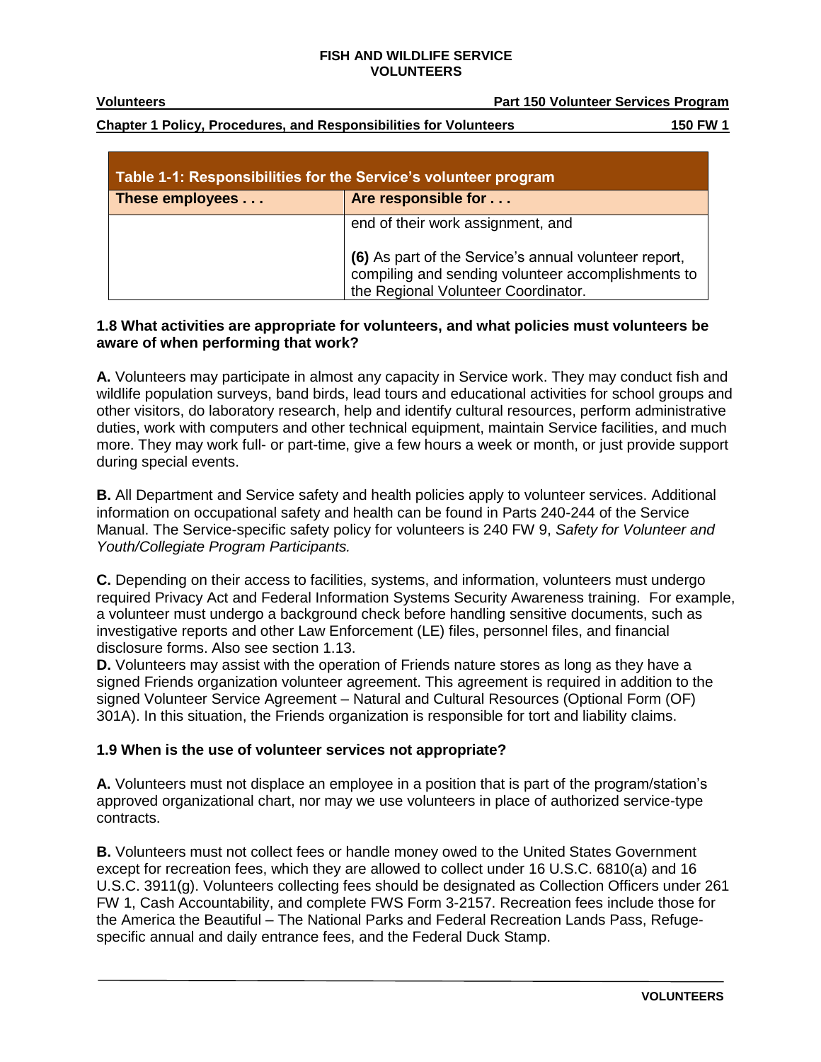| Table 1-1: Responsibilities for the Service's volunteer program | |
|---|---|
| **These employees . . .** | **Are responsible for . . .** |
| | end of their work assignment, and<br><br>**(6)** As part of the Service's annual volunteer report, compiling and sending volunteer accomplishments to the Regional Volunteer Coordinator. |

**1.8 What activities are appropriate for volunteers, and what policies must volunteers be aware of when performing that work?**

**A.** Volunteers may participate in almost any capacity in Service work. They may conduct fish and wildlife population surveys, band birds, lead tours and educational activities for school groups and other visitors, do laboratory research, help and identify cultural resources, perform administrative duties, work with computers and other technical equipment, maintain Service facilities, and much more. They may work full- or part-time, give a few hours a week or month, or just provide support during special events.

**B.** All Department and Service safety and health policies apply to volunteer services. Additional information on occupational safety and health can be found in Parts 240-244 of the Service Manual. The Service-specific safety policy for volunteers is 240 FW 9, *Safety for Volunteer and Youth/Collegiate Program Participants.*

**C.** Depending on their access to facilities, systems, and information, volunteers must undergo required Privacy Act and Federal Information Systems Security Awareness training. For example, a volunteer must undergo a background check before handling sensitive documents, such as investigative reports and other Law Enforcement (LE) files, personnel files, and financial disclosure forms. Also see section 1.13.

**D.** Volunteers may assist with the operation of Friends nature stores as long as they have a signed Friends organization volunteer agreement. This agreement is required in addition to the signed Volunteer Service Agreement – Natural and Cultural Resources (Optional Form (OF) 301A). In this situation, the Friends organization is responsible for tort and liability claims.

**1.9 When is the use of volunteer services not appropriate?**

**A.** Volunteers must not displace an employee in a position that is part of the program/station's approved organizational chart, nor may we use volunteers in place of authorized service-type contracts.

**B.** Volunteers must not collect fees or handle money owed to the United States Government except for recreation fees, which they are allowed to collect under 16 U.S.C. 6810(a) and 16 U.S.C. 3911(g). Volunteers collecting fees should be designated as Collection Officers under 261 FW 1, Cash Accountability, and complete FWS Form 3-2157. Recreation fees include those for the America the Beautiful – The National Parks and Federal Recreation Lands Pass, Refuge-specific annual and daily entrance fees, and the Federal Duck Stamp.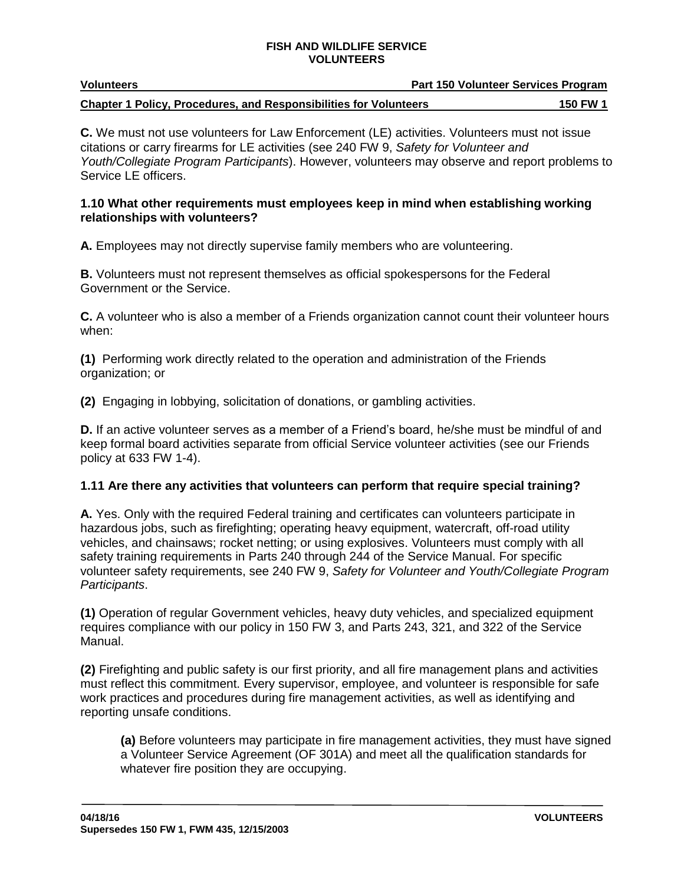**C.** We must not use volunteers for Law Enforcement (LE) activities. Volunteers must not issue citations or carry firearms for LE activities (see 240 FW 9, *Safety for Volunteer and Youth/Collegiate Program Participants*). However, volunteers may observe and report problems to Service LE officers.

**1.10 What other requirements must employees keep in mind when establishing working relationships with volunteers?**

**A.** Employees may not directly supervise family members who are volunteering.

**B.** Volunteers must not represent themselves as official spokespersons for the Federal Government or the Service.

**C.** A volunteer who is also a member of a Friends organization cannot count their volunteer hours when:

**(1)** Performing work directly related to the operation and administration of the Friends organization; or

**(2)** Engaging in lobbying, solicitation of donations, or gambling activities.

**D.** If an active volunteer serves as a member of a Friend's board, he/she must be mindful of and keep formal board activities separate from official Service volunteer activities (see our Friends policy at 633 FW 1-4).

**1.11 Are there any activities that volunteers can perform that require special training?**

**A.** Yes. Only with the required Federal training and certificates can volunteers participate in hazardous jobs, such as firefighting; operating heavy equipment, watercraft, off-road utility vehicles, and chainsaws; rocket netting; or using explosives. Volunteers must comply with all safety training requirements in Parts 240 through 244 of the Service Manual. For specific volunteer safety requirements, see 240 FW 9, *Safety for Volunteer and Youth/Collegiate Program Participants*.

**(1)** Operation of regular Government vehicles, heavy duty vehicles, and specialized equipment requires compliance with our policy in 150 FW 3, and Parts 243, 321, and 322 of the Service Manual.

**(2)** Firefighting and public safety is our first priority, and all fire management plans and activities must reflect this commitment. Every supervisor, employee, and volunteer is responsible for safe work practices and procedures during fire management activities, as well as identifying and reporting unsafe conditions.

> **(a)** Before volunteers may participate in fire management activities, they must have signed a Volunteer Service Agreement (OF 301A) and meet all the qualification standards for whatever fire position they are occupying.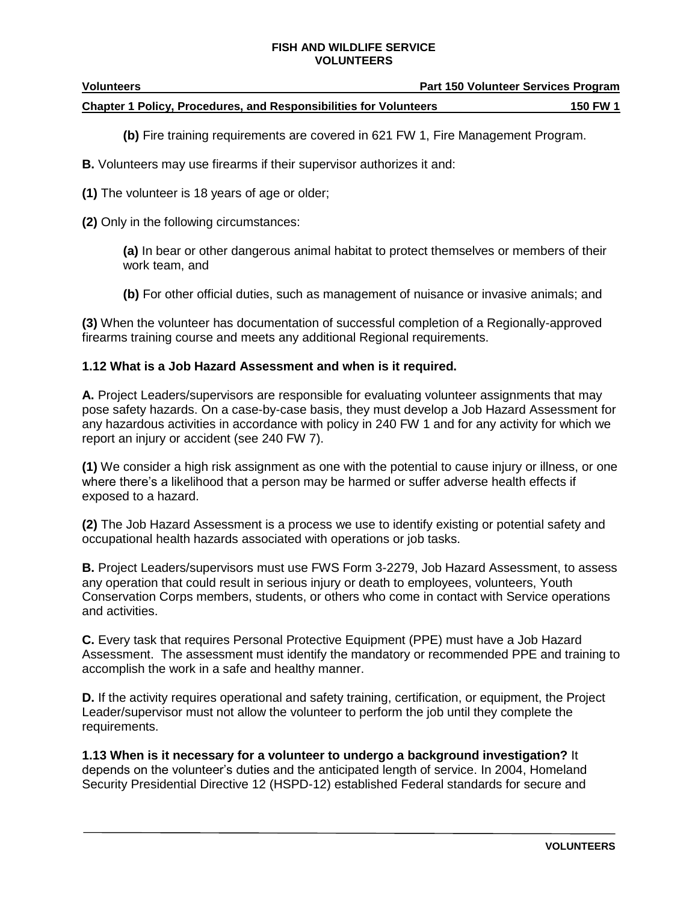**(b)** Fire training requirements are covered in 621 FW 1, Fire Management Program.

**B.** Volunteers may use firearms if their supervisor authorizes it and:

**(1)** The volunteer is 18 years of age or older;

**(2)** Only in the following circumstances:

**(a)** In bear or other dangerous animal habitat to protect themselves or members of their work team, and

**(b)** For other official duties, such as management of nuisance or invasive animals; and

**(3)** When the volunteer has documentation of successful completion of a Regionally-approved firearms training course and meets any additional Regional requirements.

**1.12 What is a Job Hazard Assessment and when is it required.**

**A.** Project Leaders/supervisors are responsible for evaluating volunteer assignments that may pose safety hazards. On a case-by-case basis, they must develop a Job Hazard Assessment for any hazardous activities in accordance with policy in 240 FW 1 and for any activity for which we report an injury or accident (see 240 FW 7).

**(1)** We consider a high risk assignment as one with the potential to cause injury or illness, or one where there's a likelihood that a person may be harmed or suffer adverse health effects if exposed to a hazard.

**(2)** The Job Hazard Assessment is a process we use to identify existing or potential safety and occupational health hazards associated with operations or job tasks.

**B.** Project Leaders/supervisors must use FWS Form 3-2279, Job Hazard Assessment, to assess any operation that could result in serious injury or death to employees, volunteers, Youth Conservation Corps members, students, or others who come in contact with Service operations and activities.

**C.** Every task that requires Personal Protective Equipment (PPE) must have a Job Hazard Assessment. The assessment must identify the mandatory or recommended PPE and training to accomplish the work in a safe and healthy manner.

**D.** If the activity requires operational and safety training, certification, or equipment, the Project Leader/supervisor must not allow the volunteer to perform the job until they complete the requirements.

**1.13 When is it necessary for a volunteer to undergo a background investigation?** It depends on the volunteer's duties and the anticipated length of service. In 2004, Homeland Security Presidential Directive 12 (HSPD-12) established Federal standards for secure and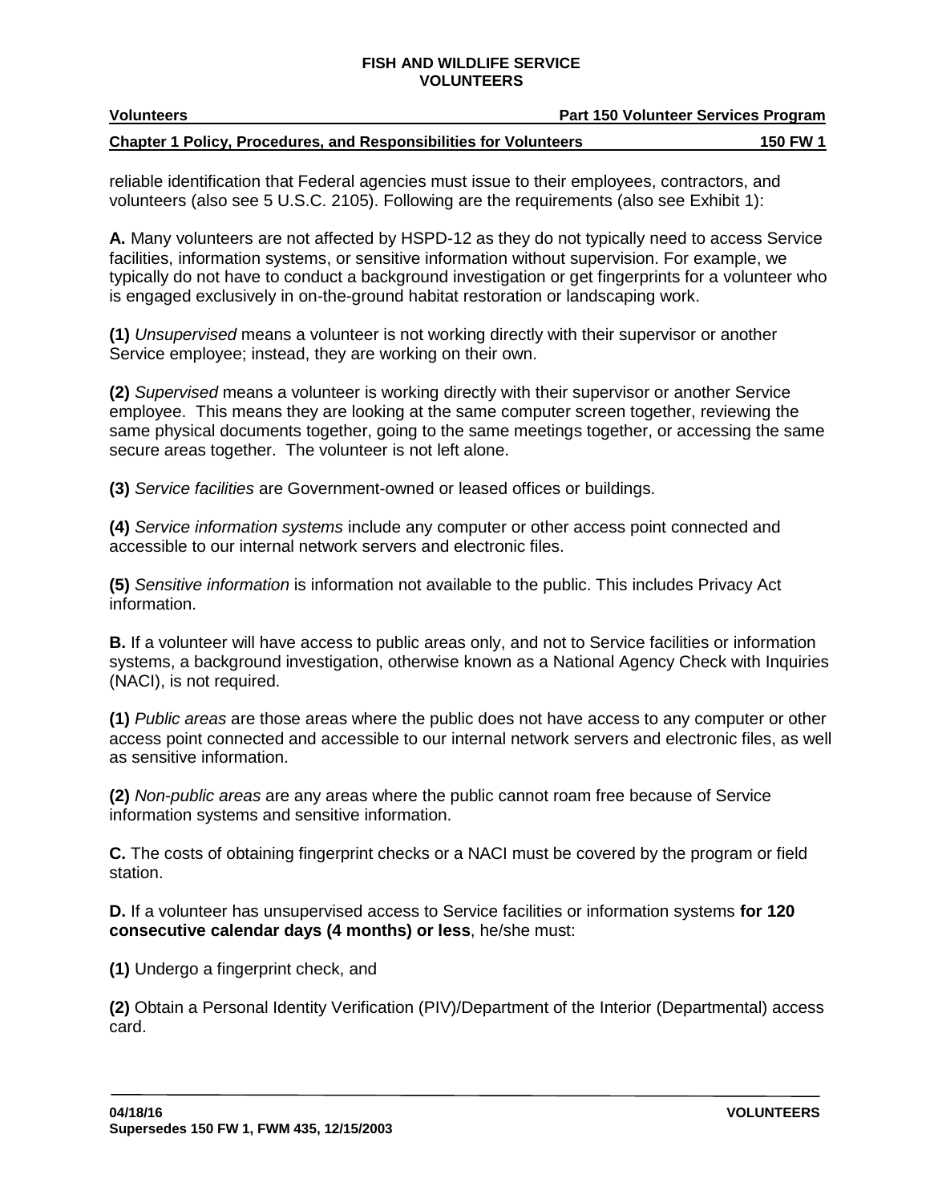reliable identification that Federal agencies must issue to their employees, contractors, and volunteers (also see 5 U.S.C. 2105). Following are the requirements (also see Exhibit 1):

**A.** Many volunteers are not affected by HSPD-12 as they do not typically need to access Service facilities, information systems, or sensitive information without supervision. For example, we typically do not have to conduct a background investigation or get fingerprints for a volunteer who is engaged exclusively in on-the-ground habitat restoration or landscaping work.

**(1)** *Unsupervised* means a volunteer is not working directly with their supervisor or another Service employee; instead, they are working on their own.

**(2)** *Supervised* means a volunteer is working directly with their supervisor or another Service employee. This means they are looking at the same computer screen together, reviewing the same physical documents together, going to the same meetings together, or accessing the same secure areas together. The volunteer is not left alone.

**(3)** *Service facilities* are Government-owned or leased offices or buildings.

**(4)** *Service information systems* include any computer or other access point connected and accessible to our internal network servers and electronic files.

**(5)** *Sensitive information* is information not available to the public. This includes Privacy Act information.

**B.** If a volunteer will have access to public areas only, and not to Service facilities or information systems, a background investigation, otherwise known as a National Agency Check with Inquiries (NACI), is not required.

**(1)** *Public areas* are those areas where the public does not have access to any computer or other access point connected and accessible to our internal network servers and electronic files, as well as sensitive information.

**(2)** *Non-public areas* are any areas where the public cannot roam free because of Service information systems and sensitive information.

**C.** The costs of obtaining fingerprint checks or a NACI must be covered by the program or field station.

**D.** If a volunteer has unsupervised access to Service facilities or information systems **for 120 consecutive calendar days (4 months) or less**, he/she must:

**(1)** Undergo a fingerprint check, and

**(2)** Obtain a Personal Identity Verification (PIV)/Department of the Interior (Departmental) access card.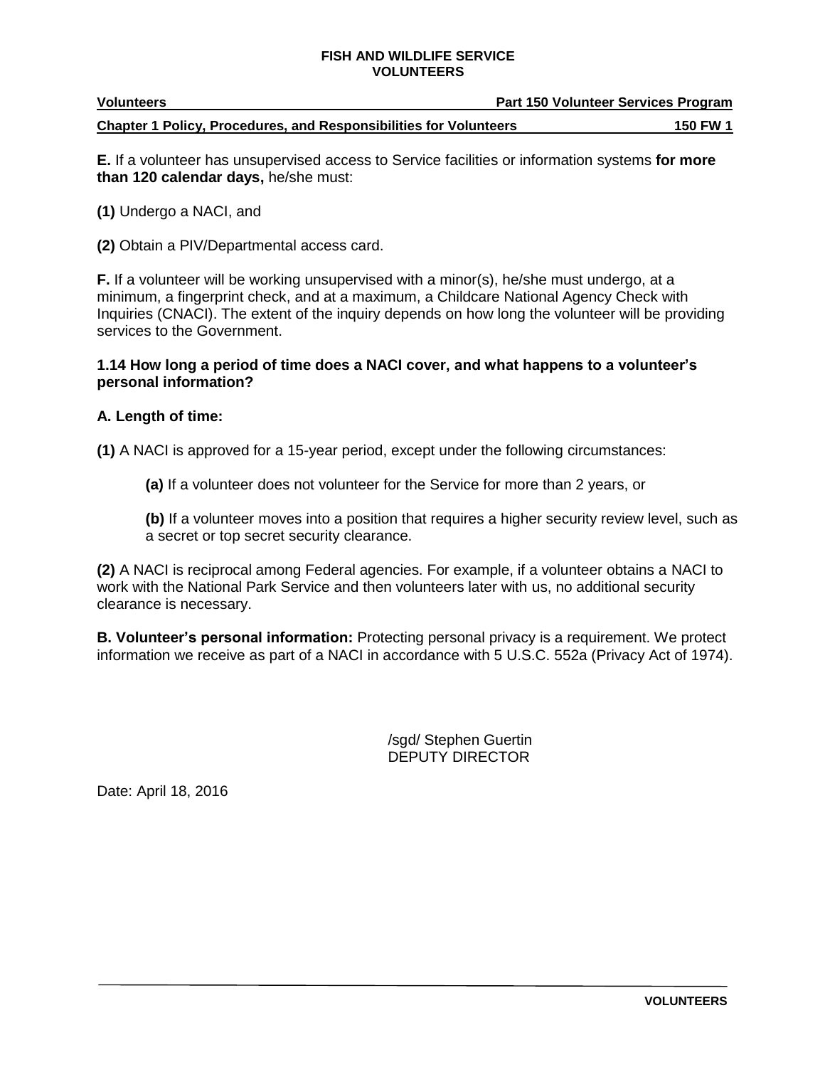**E.** If a volunteer has unsupervised access to Service facilities or information systems **for more than 120 calendar days,** he/she must:

**(1)** Undergo a NACI, and

**(2)** Obtain a PIV/Departmental access card.

**F.** If a volunteer will be working unsupervised with a minor(s), he/she must undergo, at a minimum, a fingerprint check, and at a maximum, a Childcare National Agency Check with Inquiries (CNACI). The extent of the inquiry depends on how long the volunteer will be providing services to the Government.

### 1.14 How long a period of time does a NACI cover, and what happens to a volunteer's personal information?

**A. Length of time:**

**(1)** A NACI is approved for a 15-year period, except under the following circumstances:

> **(a)** If a volunteer does not volunteer for the Service for more than 2 years, or
>
> **(b)** If a volunteer moves into a position that requires a higher security review level, such as a secret or top secret security clearance.

**(2)** A NACI is reciprocal among Federal agencies. For example, if a volunteer obtains a NACI to work with the National Park Service and then volunteers later with us, no additional security clearance is necessary.

**B. Volunteer's personal information:** Protecting personal privacy is a requirement. We protect information we receive as part of a NACI in accordance with 5 U.S.C. 552a (Privacy Act of 1974).

/sgd/ Stephen Guertin
DEPUTY DIRECTOR

Date: April 18, 2016